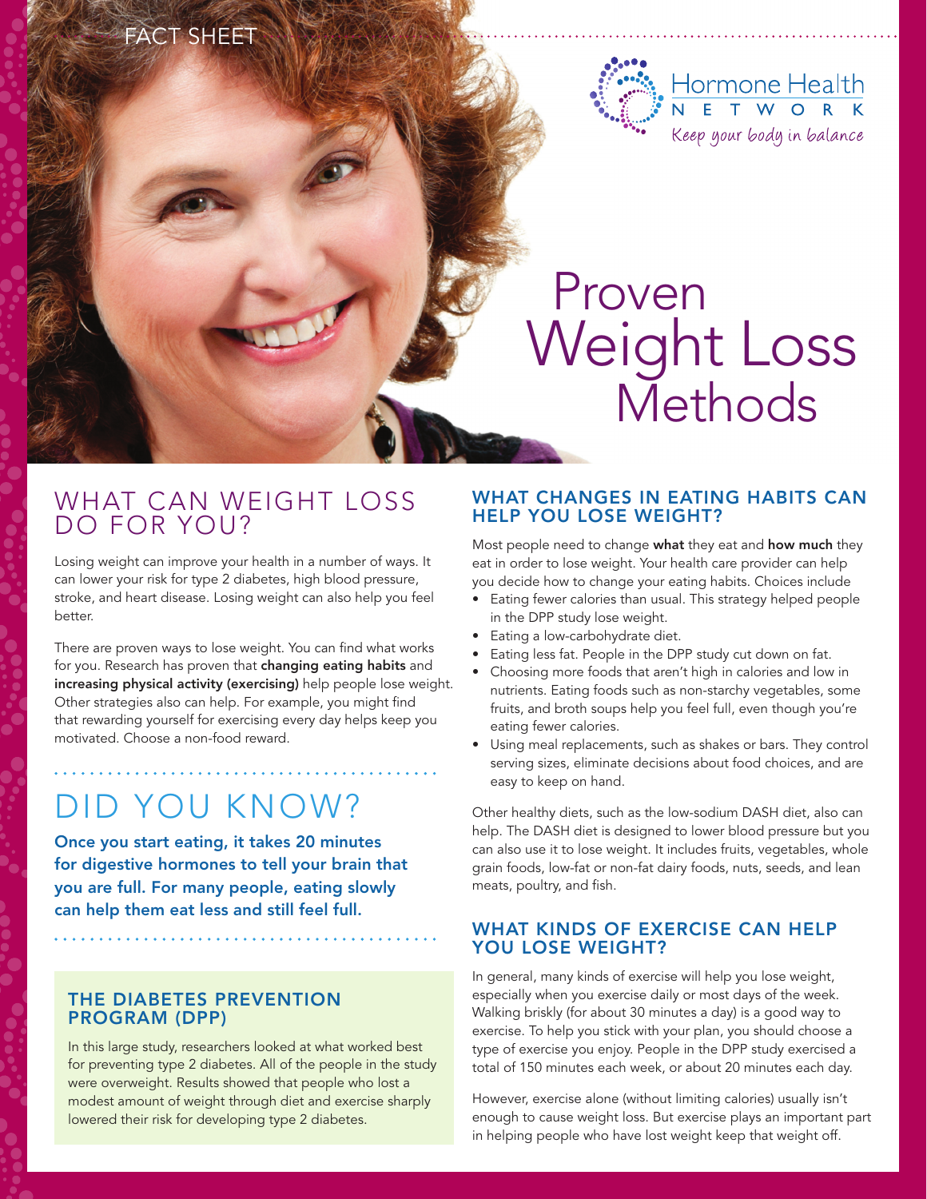FACT SHEET

Hormone Health NETWORK

*Keep your body in balance*

# Proven Weight Loss Methods

## WHAT CAN WEIGHT LOSS DO FOR YOU?

Losing weight can improve your health in a number of ways. It can lower your risk for type 2 diabetes, high blood pressure, stroke, and heart disease. Losing weight can also help you feel better.

There are proven ways to lose weight. You can find what works for you. Research has proven that **changing eating habits** and **increasing physical activity (exercising)** help people lose weight. Other strategies also can help. For example, you might find that rewarding yourself for exercising every day helps keep you motivated. Choose a non-food reward.

## DID YOU KNOW?

**Once you start eating, it takes 20 minutes for digestive hormones to tell your brain that you are full. For many people, eating slowly can help them eat less and still feel full.**

### THE DIABETES PREVENTION PROGRAM (DPP)

In this large study, researchers looked at what worked best for preventing type 2 diabetes. All of the people in the study were overweight. Results showed that people who lost a modest amount of weight through diet and exercise sharply lowered their risk for developing type 2 diabetes.

### WHAT CHANGES IN EATING HABITS CAN HELP YOU LOSE WEIGHT?

Most people need to change **what** they eat and **how much** they eat in order to lose weight. Your health care provider can help you decide how to change your eating habits. Choices include

- Eating fewer calories than usual. This strategy helped people in the DPP study lose weight.
- Eating a low-carbohydrate diet.
- Eating less fat. People in the DPP study cut down on fat.
- Choosing more foods that aren't high in calories and low in nutrients. Eating foods such as non-starchy vegetables, some fruits, and broth soups help you feel full, even though you're eating fewer calories.
- Using meal replacements, such as shakes or bars. They control serving sizes, eliminate decisions about food choices, and are easy to keep on hand.

Other healthy diets, such as the low-sodium DASH diet, also can help. The DASH diet is designed to lower blood pressure but you can also use it to lose weight. It includes fruits, vegetables, whole grain foods, low-fat or non-fat dairy foods, nuts, seeds, and lean meats, poultry, and fish.

### WHAT KINDS OF EXERCISE CAN HELP YOU LOSE WEIGHT?

In general, many kinds of exercise will help you lose weight, especially when you exercise daily or most days of the week. Walking briskly (for about 30 minutes a day) is a good way to exercise. To help you stick with your plan, you should choose a type of exercise you enjoy. People in the DPP study exercised a total of 150 minutes each week, or about 20 minutes each day.

However, exercise alone (without limiting calories) usually isn't enough to cause weight loss. But exercise plays an important part in helping people who have lost weight keep that weight off.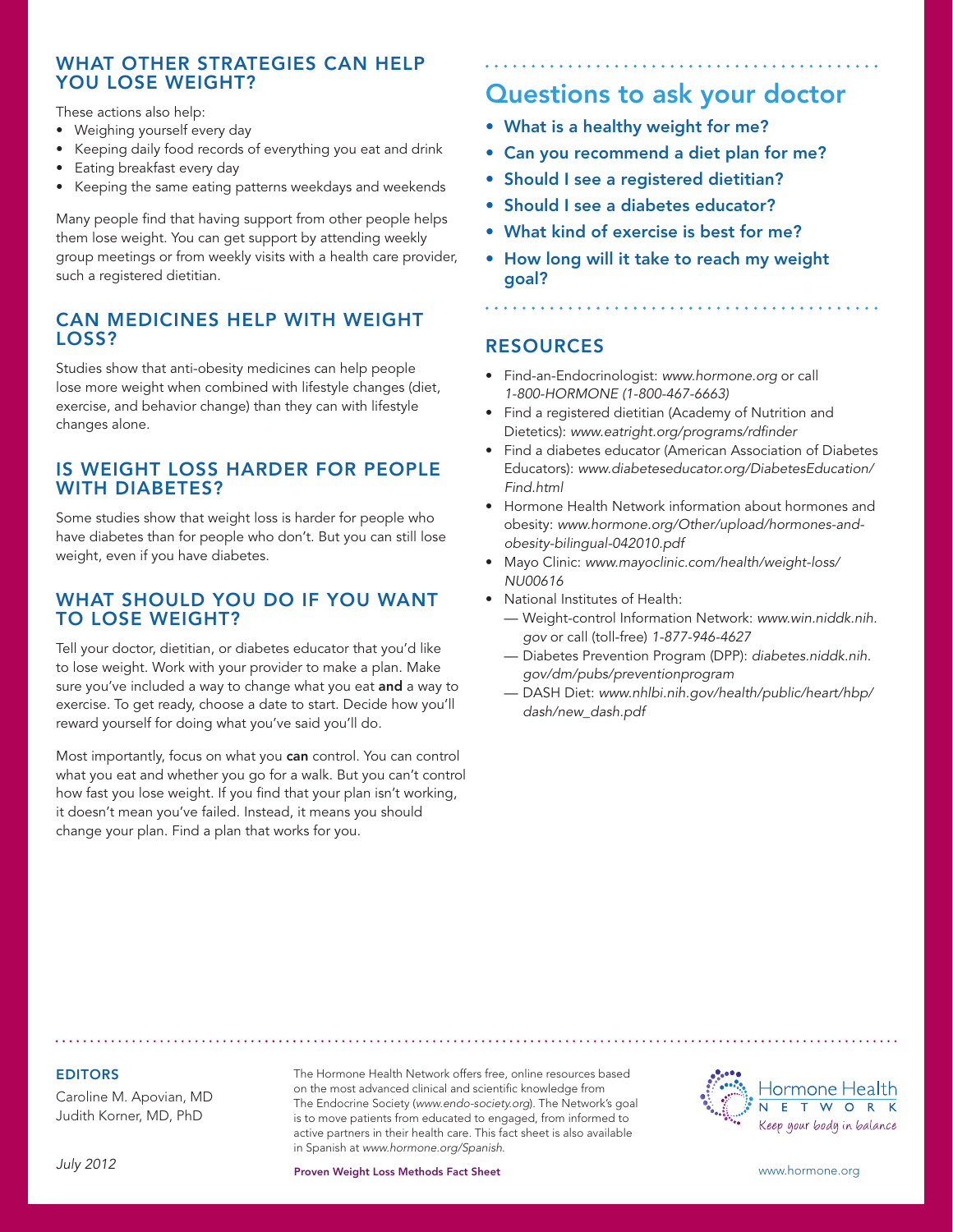## WHAT OTHER STRATEGIES CAN HELP YOU LOSE WEIGHT?

These actions also help:

- Weighing yourself every day
- Keeping daily food records of everything you eat and drink
- Eating breakfast every day
- Keeping the same eating patterns weekdays and weekends

Many people find that having support from other people helps them lose weight. You can get support by attending weekly group meetings or from weekly visits with a health care provider, such a registered dietitian.

## CAN MEDICINES HELP WITH WEIGHT LOSS?

Studies show that anti-obesity medicines can help people lose more weight when combined with lifestyle changes (diet, exercise, and behavior change) than they can with lifestyle changes alone.

## IS WEIGHT LOSS HARDER FOR PEOPLE WITH DIABETES?

Some studies show that weight loss is harder for people who have diabetes than for people who don't. But you can still lose weight, even if you have diabetes.

## WHAT SHOULD YOU DO IF YOU WANT TO LOSE WEIGHT?

Tell your doctor, dietitian, or diabetes educator that you'd like to lose weight. Work with your provider to make a plan. Make sure you've included a way to change what you eat **and** a way to exercise. To get ready, choose a date to start. Decide how you'll reward yourself for doing what you've said you'll do.

Most importantly, focus on what you **can** control. You can control what you eat and whether you go for a walk. But you can't control how fast you lose weight. If you find that your plan isn't working, it doesn't mean you've failed. Instead, it means you should change your plan. Find a plan that works for you.

# Questions to ask your doctor

- **What is a healthy weight for me?**
- **Can you recommend a diet plan for me?**
- **Should I see a registered dietitian?**
- **Should I see a diabetes educator?**
- **What kind of exercise is best for me?**
- **How long will it take to reach my weight goal?**

## RESOURCES

- Find-an-Endocrinologist: *www.hormone.org* or call *1-800-HORMONE (1-800-467-6663)*
- Find a registered dietitian (Academy of Nutrition and Dietetics): *www.eatright.org/programs/rdfinder*
- Find a diabetes educator (American Association of Diabetes Educators): *www.diabeteseducator.org/DiabetesEducation/Find.html*
- Hormone Health Network information about hormones and obesity: *www.hormone.org/Other/upload/hormones-and-obesity-bilingual-042010.pdf*
- Mayo Clinic: *www.mayoclinic.com/health/weight-loss/NU00616*
- National Institutes of Health:
  - Weight-control Information Network: *www.win.niddk.nih.gov* or call (toll-free) *1-877-946-4627*
  - Diabetes Prevention Program (DPP): *diabetes.niddk.nih.gov/dm/pubs/preventionprogram*
  - DASH Diet: *www.nhlbi.nih.gov/health/public/heart/hbp/dash/new_dash.pdf*

### EDITORS

Caroline M. Apovian, MD
Judith Korner, MD, PhD

The Hormone Health Network offers free, online resources based on the most advanced clinical and scientific knowledge from The Endocrine Society (*www.endo-society.org*). The Network's goal is to move patients from educated to engaged, from informed to active partners in their health care. This fact sheet is also available in Spanish at *www.hormone.org/Spanish.*

Hormone Health Network
Keep your body in balance

*July 2012*

Proven Weight Loss Methods Fact Sheet

www.hormone.org